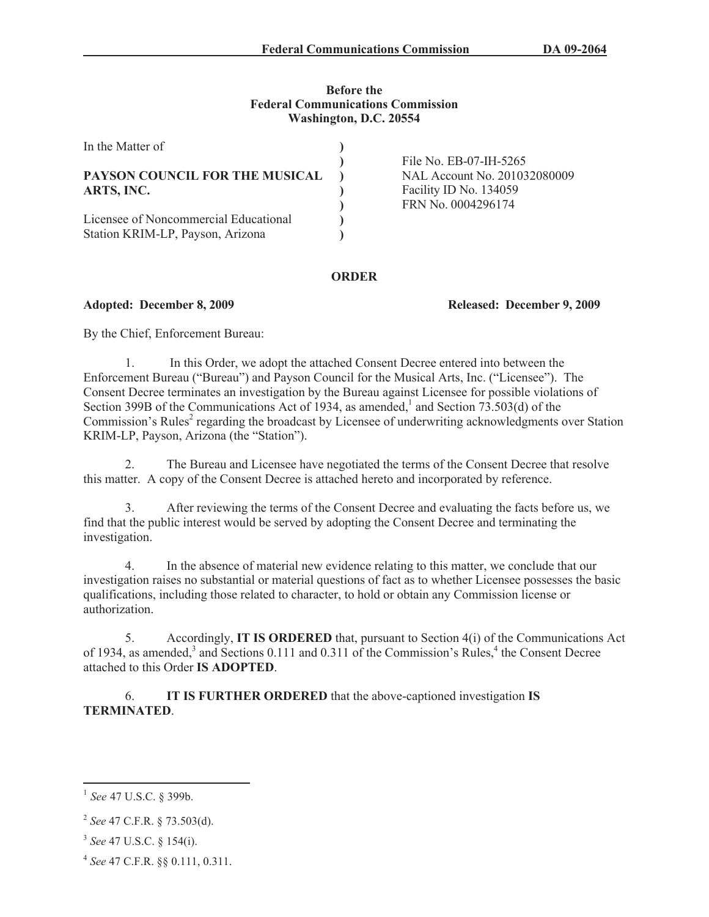**Before the**
**Federal Communications Commission**
**Washington, D.C. 20554**

| In the Matter of | ) | |
|---|---|---|
| | ) | File No. EB-07-IH-5265 |
| **PAYSON COUNCIL FOR THE MUSICAL** | ) | NAL Account No. 201032080009 |
| **ARTS, INC.** | ) | Facility ID No. 134059 |
| | ) | FRN No. 0004296174 |
| Licensee of Noncommercial Educational | ) | |
| Station KRIM-LP, Payson, Arizona | ) | |

## ORDER

**Adopted: December 8, 2009** **Released: December 9, 2009**

By the Chief, Enforcement Bureau:

1. In this Order, we adopt the attached Consent Decree entered into between the Enforcement Bureau ("Bureau") and Payson Council for the Musical Arts, Inc. ("Licensee"). The Consent Decree terminates an investigation by the Bureau against Licensee for possible violations of Section 399B of the Communications Act of 1934, as amended,[1] and Section 73.503(d) of the Commission's Rules[2] regarding the broadcast by Licensee of underwriting acknowledgments over Station KRIM-LP, Payson, Arizona (the "Station").

2. The Bureau and Licensee have negotiated the terms of the Consent Decree that resolve this matter. A copy of the Consent Decree is attached hereto and incorporated by reference.

3. After reviewing the terms of the Consent Decree and evaluating the facts before us, we find that the public interest would be served by adopting the Consent Decree and terminating the investigation.

4. In the absence of material new evidence relating to this matter, we conclude that our investigation raises no substantial or material questions of fact as to whether Licensee possesses the basic qualifications, including those related to character, to hold or obtain any Commission license or authorization.

5. Accordingly, **IT IS ORDERED** that, pursuant to Section 4(i) of the Communications Act of 1934, as amended,[3] and Sections 0.111 and 0.311 of the Commission's Rules,[4] the Consent Decree attached to this Order **IS ADOPTED**.

6. **IT IS FURTHER ORDERED** that the above-captioned investigation **IS TERMINATED**.

---

[1] *See* 47 U.S.C. § 399b.

[2] *See* 47 C.F.R. § 73.503(d).

[3] *See* 47 U.S.C. § 154(i).

[4] *See* 47 C.F.R. §§ 0.111, 0.311.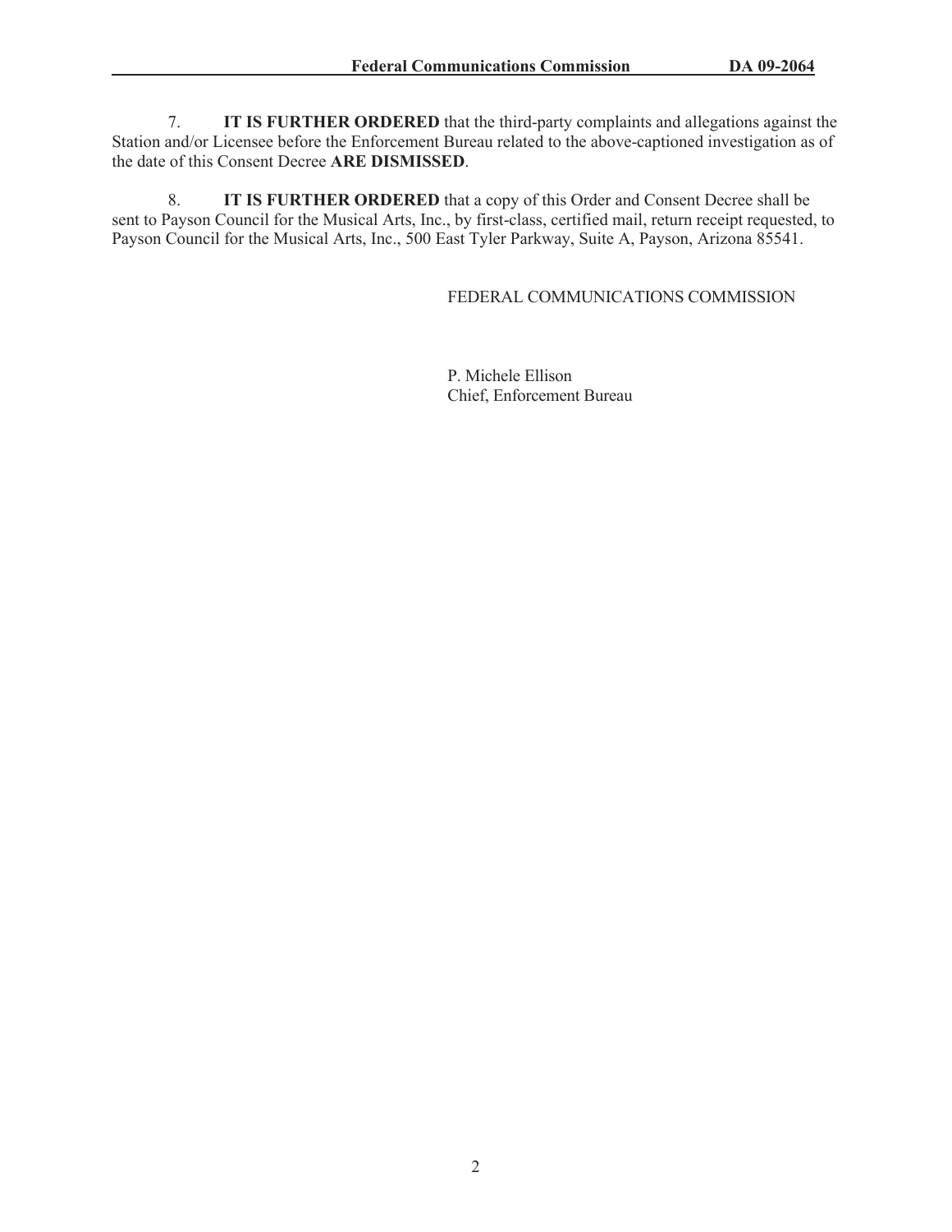7. **IT IS FURTHER ORDERED** that the third-party complaints and allegations against the Station and/or Licensee before the Enforcement Bureau related to the above-captioned investigation as of the date of this Consent Decree **ARE DISMISSED**.

8. **IT IS FURTHER ORDERED** that a copy of this Order and Consent Decree shall be sent to Payson Council for the Musical Arts, Inc., by first-class, certified mail, return receipt requested, to Payson Council for the Musical Arts, Inc., 500 East Tyler Parkway, Suite A, Payson, Arizona 85541.

FEDERAL COMMUNICATIONS COMMISSION

P. Michele Ellison
Chief, Enforcement Bureau